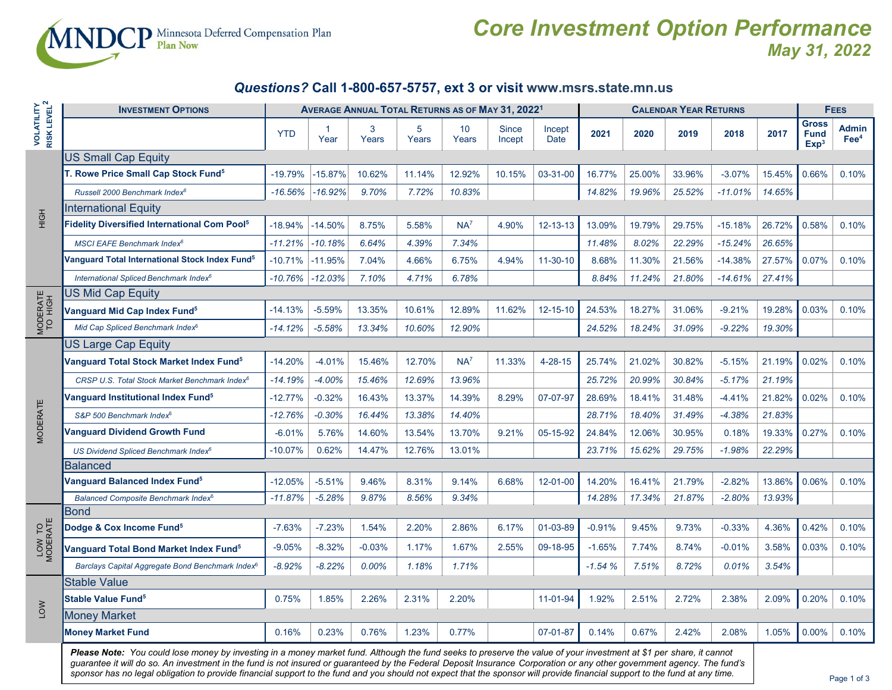MNDCP Minnesota Deferred Compensation Plan
Plan Now

# Core Investment Option Performance
## May 31, 2022

### *Questions?* Call 1-800-657-5757, ext 3 or visit www.msrs.state.mn.us

| Volatility Risk Level[2] | Investment Options | Average Annual Total Returns as of May 31, 2022[1] | | | | | | | Calendar Year Returns | | | | | Fees | |
|---|---|---|---|---|---|---|---|---|---|---|---|---|---|---|---|
| | | YTD | 1 Year | 3 Years | 5 Years | 10 Years | Since Incept | Incept Date | 2021 | 2020 | 2019 | 2018 | 2017 | Gross Fund Exp[3] | Admin Fee[4] |
| HIGH | **US Small Cap Equity** | | | | | | | | | | | | | | |
| | **T. Rowe Price Small Cap Stock Fund[5]** | -19.79% | -15.87% | 10.62% | 11.14% | 12.92% | 10.15% | 03-31-00 | 16.77% | 25.00% | 33.96% | -3.07% | 15.45% | 0.66% | 0.10% |
| | *Russell 2000 Benchmark Index[6]* | *-16.56%* | *-16.92%* | *9.70%* | *7.72%* | *10.83%* | | | *14.82%* | *19.96%* | *25.52%* | *-11.01%* | *14.65%* | | |
| | **International Equity** | | | | | | | | | | | | | | |
| | **Fidelity Diversified International Com Pool[5]** | -18.94% | -14.50% | 8.75% | 5.58% | NA[7] | 4.90% | 12-13-13 | 13.09% | 19.79% | 29.75% | -15.18% | 26.72% | 0.58% | 0.10% |
| | *MSCI EAFE Benchmark Index[6]* | *-11.21%* | *-10.18%* | *6.64%* | *4.39%* | *7.34%* | | | *11.48%* | *8.02%* | *22.29%* | *-15.24%* | *26.65%* | | |
| | **Vanguard Total International Stock Index Fund[5]** | -10.71% | -11.95% | 7.04% | 4.66% | 6.75% | 4.94% | 11-30-10 | 8.68% | 11.30% | 21.56% | -14.38% | 27.57% | 0.07% | 0.10% |
| | *International Spliced Benchmark Index[6]* | *-10.76%* | *-12.03%* | *7.10%* | *4.71%* | *6.78%* | | | *8.84%* | *11.24%* | *21.80%* | *-14.61%* | *27.41%* | | |
| MODERATE TO HIGH | **US Mid Cap Equity** | | | | | | | | | | | | | | |
| | **Vanguard Mid Cap Index Fund[5]** | -14.13% | -5.59% | 13.35% | 10.61% | 12.89% | 11.62% | 12-15-10 | 24.53% | 18.27% | 31.06% | -9.21% | 19.28% | 0.03% | 0.10% |
| | *Mid Cap Spliced Benchmark Index[6]* | *-14.12%* | *-5.58%* | *13.34%* | *10.60%* | *12.90%* | | | *24.52%* | *18.24%* | *31.09%* | *-9.22%* | *19.30%* | | |
| MODERATE | **US Large Cap Equity** | | | | | | | | | | | | | | |
| | **Vanguard Total Stock Market Index Fund[5]** | -14.20% | -4.01% | 15.46% | 12.70% | NA[7] | 11.33% | 4-28-15 | 25.74% | 21.02% | 30.82% | -5.15% | 21.19% | 0.02% | 0.10% |
| | *CRSP U.S. Total Stock Market Benchmark Index[6]* | *-14.19%* | *-4.00%* | *15.46%* | *12.69%* | *13.96%* | | | *25.72%* | *20.99%* | *30.84%* | *-5.17%* | *21.19%* | | |
| | **Vanguard Institutional Index Fund[5]** | -12.77% | -0.32% | 16.43% | 13.37% | 14.39% | 8.29% | 07-07-97 | 28.69% | 18.41% | 31.48% | -4.41% | 21.82% | 0.02% | 0.10% |
| | *S&P 500 Benchmark Index[6]* | *-12.76%* | *-0.30%* | *16.44%* | *13.38%* | *14.40%* | | | *28.71%* | *18.40%* | *31.49%* | *-4.38%* | *21.83%* | | |
| | **Vanguard Dividend Growth Fund** | -6.01% | 5.76% | 14.60% | 13.54% | 13.70% | 9.21% | 05-15-92 | 24.84% | 12.06% | 30.95% | 0.18% | 19.33% | 0.27% | 0.10% |
| | *US Dividend Spliced Benchmark Index[6]* | -10.07% | 0.62% | 14.47% | 12.76% | 13.01% | | | *23.71%* | *15.62%* | *29.75%* | *-1.98%* | *22.29%* | | |
| | **Balanced** | | | | | | | | | | | | | | |
| | **Vanguard Balanced Index Fund[5]** | -12.05% | -5.51% | 9.46% | 8.31% | 9.14% | 6.68% | 12-01-00 | 14.20% | 16.41% | 21.79% | -2.82% | 13.86% | 0.06% | 0.10% |
| | *Balanced Composite Benchmark Index[6]* | *-11.87%* | *-5.28%* | *9.87%* | *8.56%* | *9.34%* | | | *14.28%* | *17.34%* | *21.87%* | *-2.80%* | *13.93%* | | |
| LOW TO MODERATE | **Bond** | | | | | | | | | | | | | | |
| | **Dodge & Cox Income Fund[5]** | -7.63% | -7.23% | 1.54% | 2.20% | 2.86% | 6.17% | 01-03-89 | -0.91% | 9.45% | 9.73% | -0.33% | 4.36% | 0.42% | 0.10% |
| | **Vanguard Total Bond Market Index Fund[5]** | -9.05% | -8.32% | -0.03% | 1.17% | 1.67% | 2.55% | 09-18-95 | -1.65% | 7.74% | 8.74% | -0.01% | 3.58% | 0.03% | 0.10% |
| | *Barclays Capital Aggregate Bond Benchmark Index[6]* | *-8.92%* | *-8.22%* | *0.00%* | *1.18%* | *1.71%* | | | *-1.54 %* | *7.51%* | *8.72%* | *0.01%* | *3.54%* | | |
| LOW | **Stable Value** | | | | | | | | | | | | | | |
| | **Stable Value Fund[5]** | 0.75% | 1.85% | 2.26% | 2.31% | 2.20% | | 11-01-94 | 1.92% | 2.51% | 2.72% | 2.38% | 2.09% | 0.20% | 0.10% |
| | **Money Market** | | | | | | | | | | | | | | |
| | **Money Market Fund** | 0.16% | 0.23% | 0.76% | 1.23% | 0.77% | | 07-01-87 | 0.14% | 0.67% | 2.42% | 2.08% | 1.05% | 0.00% | 0.10% |

***Please Note:*** *You could lose money by investing in a money market fund. Although the fund seeks to preserve the value of your investment at $1 per share, it cannot guarantee it will do so. An investment in the fund is not insured or guaranteed by the Federal Deposit Insurance Corporation or any other government agency. The fund's sponsor has no legal obligation to provide financial support to the fund and you should not expect that the sponsor will provide financial support to the fund at any time.*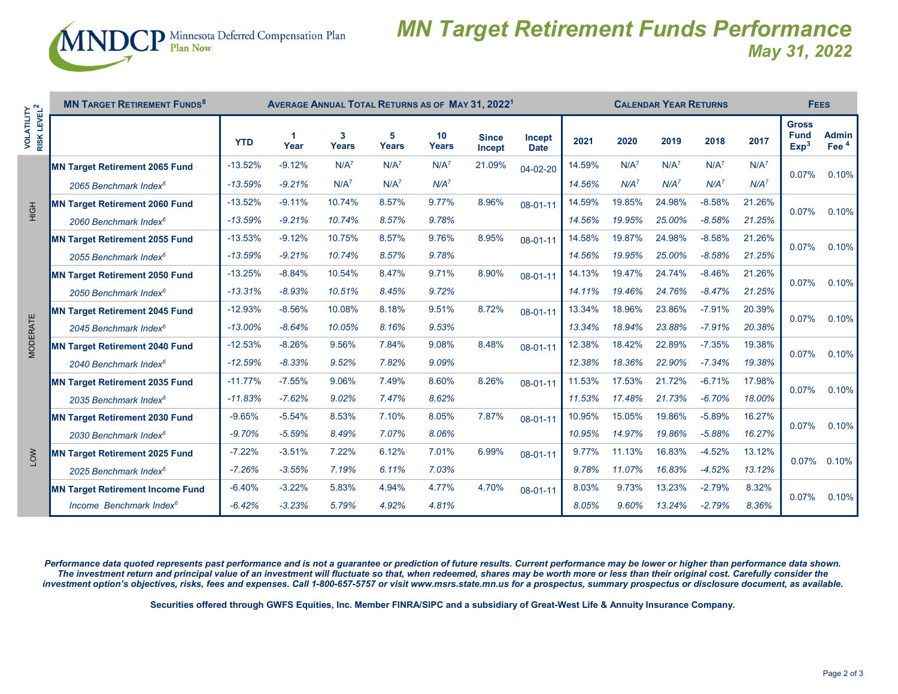MNDCP Minnesota Deferred Compensation Plan
Plan Now

# MN Target Retirement Funds Performance
## May 31, 2022

| Volatility Risk Level[2] | MN Target Retirement Funds[8] | Average Annual Total Returns as of May 31, 2022[1] | | | | | | | Calendar Year Returns | | | | | Fees | |
|---|---|---|---|---|---|---|---|---|---|---|---|---|---|---|---|
| | | YTD | 1 Year | 3 Years | 5 Years | 10 Years | Since Incept | Incept Date | 2021 | 2020 | 2019 | 2018 | 2017 | Gross Fund Exp[3] | Admin Fee[4] |
| HIGH | **MN Target Retirement 2065 Fund** | -13.52% | -9.12% | N/A[7] | N/A[7] | N/A[7] | 21.09% | 04-02-20 | 14.59% | N/A[7] | N/A[7] | N/A[7] | N/A[7] | 0.07% | 0.10% |
| | *2065 Benchmark Index[6]* | *-13.59%* | *-9.21%* | N/A[7] | N/A[7] | *N/A[7]* | | | *14.56%* | *N/A[7]* | *N/A[7]* | *N/A[7]* | *N/A[7]* | | |
| | **MN Target Retirement 2060 Fund** | -13.52% | -9.11% | 10.74% | 8.57% | 9.77% | 8.96% | 08-01-11 | 14.59% | 19.85% | 24.98% | -8.58% | 21.26% | 0.07% | 0.10% |
| | *2060 Benchmark Index[6]* | *-13.59%* | *-9.21%* | *10.74%* | *8.57%* | *9.78%* | | | *14.56%* | *19.95%* | *25.00%* | *-8.58%* | *21.25%* | | |
| | **MN Target Retirement 2055 Fund** | -13.53% | -9.12% | 10.75% | 8.57% | 9.76% | 8.95% | 08-01-11 | 14.58% | 19.87% | 24.98% | -8.58% | 21.26% | 0.07% | 0.10% |
| | *2055 Benchmark Index[6]* | *-13.59%* | *-9.21%* | *10.74%* | *8.57%* | *9.78%* | | | *14.56%* | *19.95%* | *25.00%* | *-8.58%* | *21.25%* | | |
| MODERATE | **MN Target Retirement 2050 Fund** | -13.25% | -8.84% | 10.54% | 8.47% | 9.71% | 8.90% | 08-01-11 | 14.13% | 19.47% | 24.74% | -8.46% | 21.26% | 0.07% | 0.10% |
| | *2050 Benchmark Index[6]* | *-13.31%* | *-8.93%* | *10.51%* | *8.45%* | *9.72%* | | | *14.11%* | *19.46%* | *24.76%* | *-8.47%* | *21.25%* | | |
| | **MN Target Retirement 2045 Fund** | -12.93% | -8.56% | 10.08% | 8.18% | 9.51% | 8.72% | 08-01-11 | 13.34% | 18.96% | 23.86% | -7.91% | 20.39% | 0.07% | 0.10% |
| | *2045 Benchmark Index[6]* | *-13.00%* | *-8.64%* | *10.05%* | *8.16%* | *9.53%* | | | *13.34%* | *18.94%* | *23.88%* | *-7.91%* | *20.38%* | | |
| | **MN Target Retirement 2040 Fund** | -12.53% | -8.26% | 9.56% | 7.84% | 9.08% | 8.48% | 08-01-11 | 12.38% | 18.42% | 22.89% | -7.35% | 19.38% | 0.07% | 0.10% |
| | *2040 Benchmark Index[6]* | *-12.59%* | *-8.33%* | *9.52%* | *7.82%* | *9.09%* | | | *12.38%* | *18.36%* | *22.90%* | *-7.34%* | *19.38%* | | |
| | **MN Target Retirement 2035 Fund** | -11.77% | -7.55% | 9.06% | 7.49% | 8.60% | 8.26% | 08-01-11 | 11.53% | 17.53% | 21.72% | -6.71% | 17.98% | 0.07% | 0.10% |
| | *2035 Benchmark Index[6]* | *-11.83%* | *-7.62%* | *9.02%* | *7.47%* | *8.62%* | | | *11.53%* | *17.48%* | *21.73%* | *-6.70%* | *18.00%* | | |
| LOW | **MN Target Retirement 2030 Fund** | -9.65% | -5.54% | 8.53% | 7.10% | 8.05% | 7.87% | 08-01-11 | 10.95% | 15.05% | 19.86% | -5.89% | 16.27% | 0.07% | 0.10% |
| | *2030 Benchmark Index[6]* | *-9.70%* | *-5.59%* | *8.49%* | *7.07%* | *8.06%* | | | *10.95%* | *14.97%* | *19.86%* | *-5.88%* | *16.27%* | | |
| | **MN Target Retirement 2025 Fund** | -7.22% | -3.51% | 7.22% | 6.12% | 7.01% | 6.99% | 08-01-11 | 9.77% | 11.13% | 16.83% | -4.52% | 13.12% | 0.07% | 0.10% |
| | *2025 Benchmark Index[6]* | *-7.26%* | *-3.55%* | *7.19%* | *6.11%* | *7.03%* | | | *9.78%* | *11.07%* | *16.83%* | *-4.52%* | *13.12%* | | |
| | **MN Target Retirement Income Fund** | -6.40% | -3.22% | 5.83% | 4.94% | 4.77% | 4.70% | 08-01-11 | 8.03% | 9.73% | 13.23% | -2.79% | 8.32% | 0.07% | 0.10% |
| | *Income Benchmark Index[6]* | *-6.42%* | *-3.23%* | *5.79%* | *4.92%* | *4.81%* | | | *8.05%* | *9.60%* | *13.24%* | *-2.79%* | *8.36%* | | |

***Performance data quoted represents past performance and is not a guarantee or prediction of future results. Current performance may be lower or higher than performance data shown. The investment return and principal value of an investment will fluctuate so that, when redeemed, shares may be worth more or less than their original cost. Carefully consider the investment option's objectives, risks, fees and expenses. Call 1-800-657-5757 or visit www.msrs.state.mn.us for a prospectus, summary prospectus or disclosure document, as available.***

**Securities offered through GWFS Equities, Inc. Member FINRA/SIPC and a subsidiary of Great-West Life & Annuity Insurance Company.**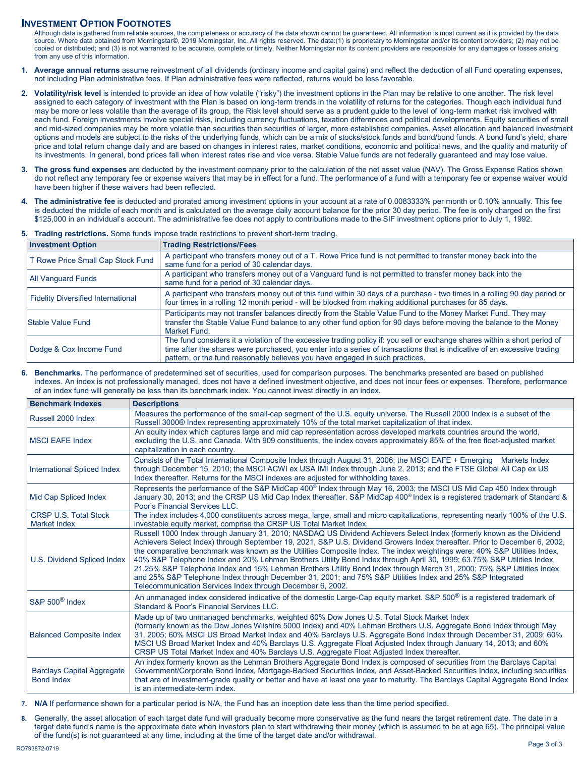## Investment Option Footnotes

Although data is gathered from reliable sources, the completeness or accuracy of the data shown cannot be guaranteed. All information is most current as it is provided by the data source. Where data obtained from Morningstar©, 2019 Morningstar, Inc. All rights reserved. The data:(1) is proprietary to Morningstar and/or its content providers; (2) may not be copied or distributed; and (3) is not warranted to be accurate, complete or timely. Neither Morningstar nor its content providers are responsible for any damages or losses arising from any use of this information.

1. **Average annual returns** assume reinvestment of all dividends (ordinary income and capital gains) and reflect the deduction of all Fund operating expenses, not including Plan administrative fees. If Plan administrative fees were reflected, returns would be less favorable.

2. **Volatility/risk level** is intended to provide an idea of how volatile ("risky") the investment options in the Plan may be relative to one another. The risk level assigned to each category of investment with the Plan is based on long-term trends in the volatility of returns for the categories. Though each individual fund may be more or less volatile than the average of its group, the Risk level should serve as a prudent guide to the level of long-term market risk involved with each fund. Foreign investments involve special risks, including currency fluctuations, taxation differences and political developments. Equity securities of small and mid-sized companies may be more volatile than securities than securities of larger, more established companies. Asset allocation and balanced investment options and models are subject to the risks of the underlying funds, which can be a mix of stocks/stock funds and bond/bond funds. A bond fund's yield, share price and total return change daily and are based on changes in interest rates, market conditions, economic and political news, and the quality and maturity of its investments. In general, bond prices fall when interest rates rise and vice versa. Stable Value funds are not federally guaranteed and may lose value.

3. **The gross fund expenses** are deducted by the investment company prior to the calculation of the net asset value (NAV). The Gross Expense Ratios shown do not reflect any temporary fee or expense waivers that may be in effect for a fund. The performance of a fund with a temporary fee or expense waiver would have been higher if these waivers had been reflected.

4. **The administrative fee** is deducted and prorated among investment options in your account at a rate of 0.0083333% per month or 0.10% annually. This fee is deducted the middle of each month and is calculated on the average daily account balance for the prior 30 day period. The fee is only charged on the first $125,000 in an individual's account. The administrative fee does not apply to contributions made to the SIF investment options prior to July 1, 1992.

5. **Trading restrictions.** Some funds impose trade restrictions to prevent short-term trading.

| Investment Option | Trading Restrictions/Fees |
|---|---|
| T Rowe Price Small Cap Stock Fund | A participant who transfers money out of a T. Rowe Price fund is not permitted to transfer money back into the same fund for a period of 30 calendar days. |
| All Vanguard Funds | A participant who transfers money out of a Vanguard fund is not permitted to transfer money back into the same fund for a period of 30 calendar days. |
| Fidelity Diversified International | A participant who transfers money out of this fund within 30 days of a purchase - two times in a rolling 90 day period or four times in a rolling 12 month period - will be blocked from making additional purchases for 85 days. |
| Stable Value Fund | Participants may not transfer balances directly from the Stable Value Fund to the Money Market Fund. They may transfer the Stable Value Fund balance to any other fund option for 90 days before moving the balance to the Money Market Fund. |
| Dodge & Cox Income Fund | The fund considers it a violation of the excessive trading policy if: you sell or exchange shares within a short period of time after the shares were purchased, you enter into a series of transactions that is indicative of an excessive trading pattern, or the fund reasonably believes you have engaged in such practices. |

6. **Benchmarks.** The performance of predetermined set of securities, used for comparison purposes. The benchmarks presented are based on published indexes. An index is not professionally managed, does not have a defined investment objective, and does not incur fees or expenses. Therefore, performance of an index fund will generally be less than its benchmark index. You cannot invest directly in an index.

| Benchmark Indexes | Descriptions |
|---|---|
| Russell 2000 Index | Measures the performance of the small-cap segment of the U.S. equity universe. The Russell 2000 Index is a subset of the Russell 3000® Index representing approximately 10% of the total market capitalization of that index. |
| MSCI EAFE Index | An equity index which captures large and mid cap representation across developed markets countries around the world, excluding the U.S. and Canada. With 909 constituents, the index covers approximately 85% of the free float-adjusted market capitalization in each country. |
| International Spliced Index | Consists of the Total International Composite Index through August 31, 2006; the MSCI EAFE + Emerging Markets Index through December 15, 2010; the MSCI ACWI ex USA IMI Index through June 2, 2013; and the FTSE Global All Cap ex US Index thereafter. Returns for the MSCI indexes are adjusted for withholding taxes. |
| Mid Cap Spliced Index | Represents the performance of the S&P MidCap 400® Index through May 16, 2003; the MSCI US Mid Cap 450 Index through January 30, 2013; and the CRSP US Mid Cap Index thereafter. S&P MidCap 400® Index is a registered trademark of Standard & Poor's Financial Services LLC. |
| CRSP U.S. Total Stock Market Index | The index includes 4,000 constituents across mega, large, small and micro capitalizations, representing nearly 100% of the U.S. investable equity market, comprise the CRSP US Total Market Index. |
| U.S. Dividend Spliced Index | Russell 1000 Index through January 31, 2010; NASDAQ US Dividend Achievers Select Index (formerly known as the Dividend Achievers Select Index) through September 19, 2021, S&P U.S. Dividend Growers Index thereafter. Prior to December 6, 2002, the comparative benchmark was known as the Utilities Composite Index. The index weightings were: 40% S&P Utilities Index, 40% S&P Telephone Index and 20% Lehman Brothers Utility Bond Index through April 30, 1999; 63.75% S&P Utilities Index, 21.25% S&P Telephone Index and 15% Lehman Brothers Utility Bond Index through March 31, 2000; 75% S&P Utilities Index and 25% S&P Telephone Index through December 31, 2001; and 75% S&P Utilities Index and 25% S&P Integrated Telecommunication Services Index through December 6, 2002. |
| S&P 500® Index | An unmanaged index considered indicative of the domestic Large-Cap equity market. S&P 500® is a registered trademark of Standard & Poor's Financial Services LLC. |
| Balanced Composite Index | Made up of two unmanaged benchmarks, weighted 60% Dow Jones U.S. Total Stock Market Index (formerly known as the Dow Jones Wilshire 5000 Index) and 40% Lehman Brothers U.S. Aggregate Bond Index through May 31, 2005; 60% MSCI US Broad Market Index and 40% Barclays U.S. Aggregate Bond Index through December 31, 2009; 60% MSCI US Broad Market Index and 40% Barclays U.S. Aggregate Float Adjusted Index through January 14, 2013; and 60% CRSP US Total Market Index and 40% Barclays U.S. Aggregate Float Adjusted Index thereafter. |
| Barclays Capital Aggregate Bond Index | An index formerly known as the Lehman Brothers Aggregate Bond Index is composed of securities from the Barclays Capital Government/Corporate Bond Index, Mortgage-Backed Securities Index, and Asset-Backed Securities Index, including securities that are of investment-grade quality or better and have at least one year to maturity. The Barclays Capital Aggregate Bond Index is an intermediate-term index. |

7. **N/A** If performance shown for a particular period is N/A, the Fund has an inception date less than the time period specified.

8. Generally, the asset allocation of each target date fund will gradually become more conservative as the fund nears the target retirement date. The date in a target date fund's name is the approximate date when investors plan to start withdrawing their money (which is assumed to be at age 65). The principal value of the fund(s) is not guaranteed at any time, including at the time of the target date and/or withdrawal.

RO793872-0719